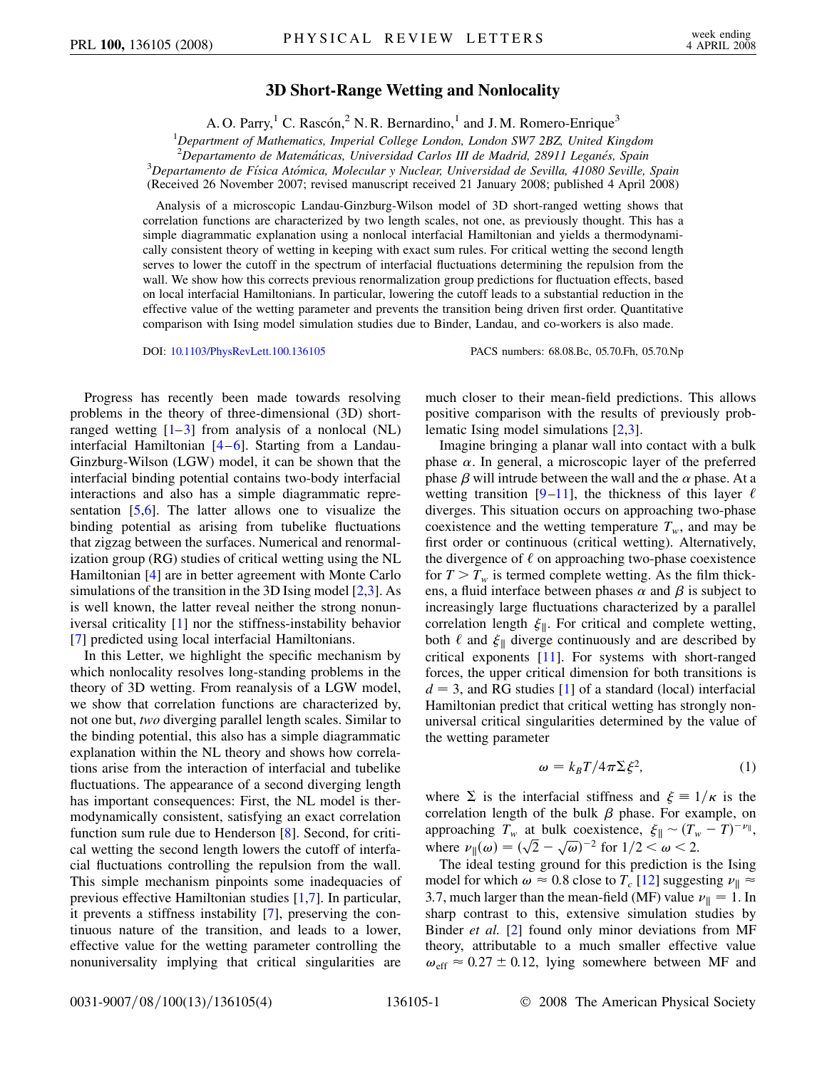# 3D Short-Range Wetting and Nonlocality

A. O. Parry,[1] C. Rascón,[2] N. R. Bernardino,[1] and J. M. Romero-Enrique[3]

[1]Department of Mathematics, Imperial College London, London SW7 2BZ, United Kingdom
[2]Departamento de Matemáticas, Universidad Carlos III de Madrid, 28911 Leganés, Spain
[3]Departamento de Física Atómica, Molecular y Nuclear, Universidad de Sevilla, 41080 Seville, Spain
(Received 26 November 2007; revised manuscript received 21 January 2008; published 4 April 2008)

Analysis of a microscopic Landau-Ginzburg-Wilson model of 3D short-ranged wetting shows that correlation functions are characterized by two length scales, not one, as previously thought. This has a simple diagrammatic explanation using a nonlocal interfacial Hamiltonian and yields a thermodynamically consistent theory of wetting in keeping with exact sum rules. For critical wetting the second length serves to lower the cutoff in the spectrum of interfacial fluctuations determining the repulsion from the wall. We show how this corrects previous renormalization group predictions for fluctuation effects, based on local interfacial Hamiltonians. In particular, lowering the cutoff leads to a substantial reduction in the effective value of the wetting parameter and prevents the transition being driven first order. Quantitative comparison with Ising model simulation studies due to Binder, Landau, and co-workers is also made.

DOI: 10.1103/PhysRevLett.100.136105 PACS numbers: 68.08.Bc, 05.70.Fh, 05.70.Np

Progress has recently been made towards resolving problems in the theory of three-dimensional (3D) short-ranged wetting [1–3] from analysis of a nonlocal (NL) interfacial Hamiltonian [4–6]. Starting from a Landau-Ginzburg-Wilson (LGW) model, it can be shown that the interfacial binding potential contains two-body interfacial interactions and also has a simple diagrammatic representation [5,6]. The latter allows one to visualize the binding potential as arising from tubelike fluctuations that zigzag between the surfaces. Numerical and renormalization group (RG) studies of critical wetting using the NL Hamiltonian [4] are in better agreement with Monte Carlo simulations of the transition in the 3D Ising model [2,3]. As is well known, the latter reveal neither the strong nonuniversal criticality [1] nor the stiffness-instability behavior [7] predicted using local interfacial Hamiltonians.

In this Letter, we highlight the specific mechanism by which nonlocality resolves long-standing problems in the theory of 3D wetting. From reanalysis of a LGW model, we show that correlation functions are characterized by, not one, but, *two* diverging parallel length scales. Similar to the binding potential, this also has a simple diagrammatic explanation within the NL theory and shows how correlations arise from the interaction of interfacial and tubelike fluctuations. The appearance of a second diverging length has important consequences: First, the NL model is thermodynamically consistent, satisfying an exact correlation function sum rule due to Henderson [8]. Second, for critical wetting the second length lowers the cutoff of interfacial fluctuations controlling the repulsion from the wall. This simple mechanism pinpoints some inadequacies of previous effective Hamiltonian studies [1,7]. In particular, it prevents a stiffness instability [7], preserving the continuous nature of the transition, and leads to a lower, effective value for the wetting parameter controlling the nonuniversality implying that critical singularities are much closer to their mean-field predictions. This allows positive comparison with the results of previously problematic Ising model simulations [2,3].

Imagine bringing a planar wall into contact with a bulk phase $\alpha$. In general, a microscopic layer of the preferred phase $\beta$ will intrude between the wall and the $\alpha$ phase. At a wetting transition [9–11], the thickness of this layer $\ell$ diverges. This situation occurs on approaching two-phase coexistence and the wetting temperature $T_w$, and may be first order or continuous (critical wetting). Alternatively, the divergence of $\ell$ on approaching two-phase coexistence for $T > T_w$ is termed complete wetting. As the film thickens, a fluid interface between phases $\alpha$ and $\beta$ is subject to increasingly large fluctuations characterized by a parallel correlation length $\xi_\parallel$. For critical and complete wetting, both $\ell$ and $\xi_\parallel$ diverge continuously and are described by critical exponents [11]. For systems with short-ranged forces, the upper critical dimension for both transitions is $d = 3$, and RG studies [1] of a standard (local) interfacial Hamiltonian predict that critical wetting has strongly nonuniversal critical singularities determined by the value of the wetting parameter

$$\omega = k_B T / 4\pi\Sigma\xi^2, \tag{1}$$

where $\Sigma$ is the interfacial stiffness and $\xi \equiv 1/\kappa$ is the correlation length of the bulk $\beta$ phase. For example, on approaching $T_w$ at bulk coexistence, $\xi_\parallel \sim (T_w - T)^{-\nu_\parallel}$, where $\nu_\parallel(\omega) = (\sqrt{2} - \sqrt{\omega})^{-2}$ for $1/2 < \omega < 2$.

The ideal testing ground for this prediction is the Ising model for which $\omega \approx 0.8$ close to $T_c$ [12] suggesting $\nu_\parallel \approx 3.7$, much larger than the mean-field (MF) value $\nu_\parallel = 1$. In sharp contrast to this, extensive simulation studies by Binder *et al.* [2] found only minor deviations from MF theory, attributable to a much smaller effective value $\omega_{\mathrm{eff}} \approx 0.27 \pm 0.12$, lying somewhere between MF and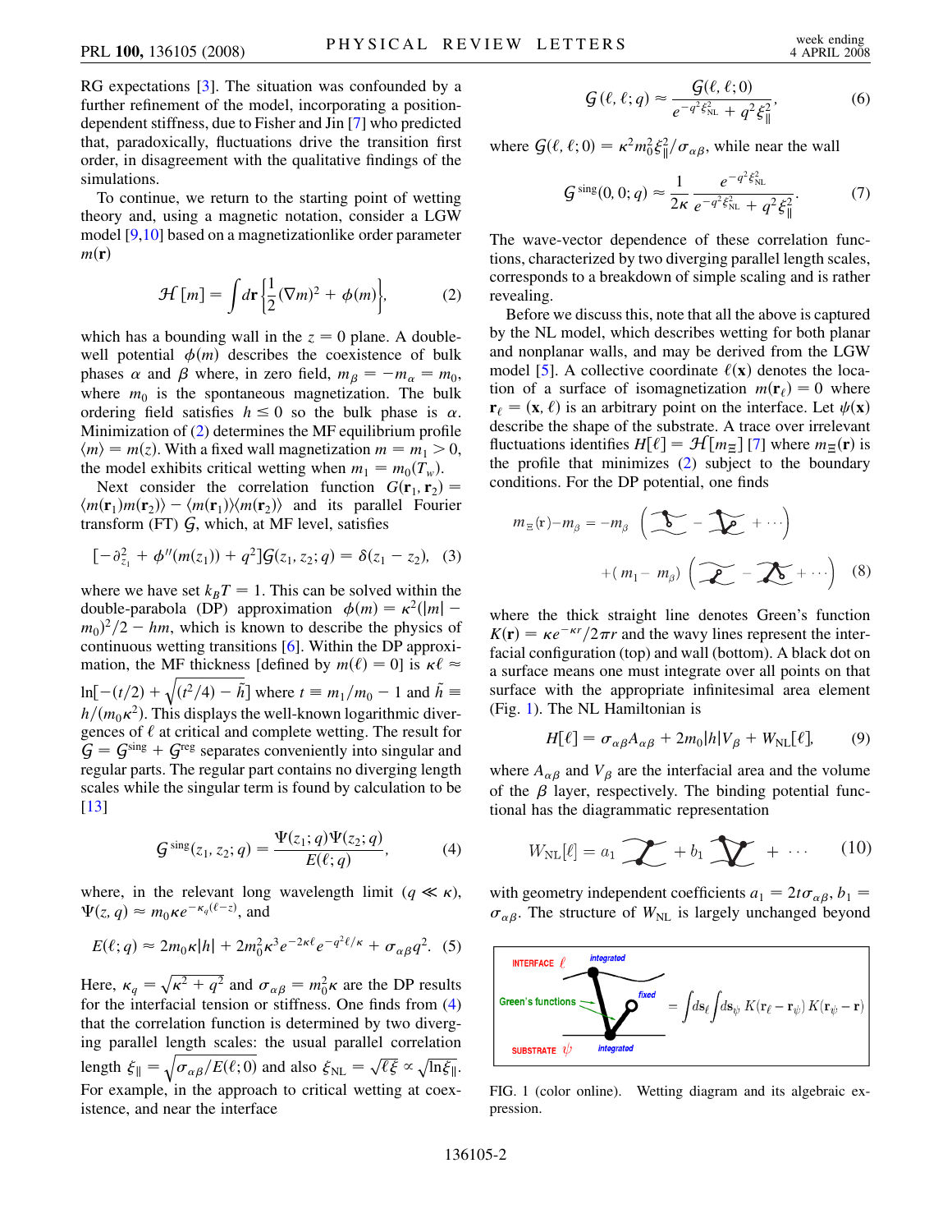RG expectations [3]. The situation was confounded by a further refinement of the model, incorporating a position-dependent stiffness, due to Fisher and Jin [7] who predicted that, paradoxically, fluctuations drive the transition first order, in disagreement with the qualitative findings of the simulations.

To continue, we return to the starting point of wetting theory and, using a magnetic notation, consider a LGW model [9,10] based on a magnetizationlike order parameter $m(\mathbf{r})$

$$\mathcal{H}[m] = \int d\mathbf{r}\left\{\frac{1}{2}(\nabla m)^2 + \phi(m)\right\}, \tag{2}$$

which has a bounding wall in the $z = 0$ plane. A double-well potential $\phi(m)$ describes the coexistence of bulk phases $\alpha$ and $\beta$ where, in zero field, $m_\beta = -m_\alpha = m_0$, where $m_0$ is the spontaneous magnetization. The bulk ordering field satisfies $h \le 0$ so the bulk phase is $\alpha$. Minimization of (2) determines the MF equilibrium profile $\langle m \rangle = m(z)$. With a fixed wall magnetization $m = m_1 > 0$, the model exhibits critical wetting when $m_1 = m_0(T_w)$.

Next consider the correlation function $G(\mathbf{r}_1, \mathbf{r}_2) = \langle m(\mathbf{r}_1)m(\mathbf{r}_2)\rangle - \langle m(\mathbf{r}_1)\rangle\langle m(\mathbf{r}_2)\rangle$ and its parallel Fourier transform (FT) $\mathcal{G}$, which, at MF level, satisfies

$$[-\partial_{z_1}^2 + \phi''(m(z_1)) + q^2]\mathcal{G}(z_1, z_2; q) = \delta(z_1 - z_2), \tag{3}$$

where we have set $k_BT = 1$. This can be solved within the double-parabola (DP) approximation $\phi(m) = \kappa^2(|m| - m_0)^2/2 - hm$, which is known to describe the physics of continuous wetting transitions [6]. Within the DP approximation, the MF thickness [defined by $m(\ell) = 0$] is $\kappa\ell \approx \ln[-(t/2) + \sqrt{(t^2/4) - \tilde{h}}]$ where $t \equiv m_1/m_0 - 1$ and $\tilde{h} \equiv h/(m_0\kappa^2)$. This displays the well-known logarithmic divergences of $\ell$ at critical and complete wetting. The result for $\mathcal{G} = \mathcal{G}^{\text{sing}} + \mathcal{G}^{\text{reg}}$ separates conveniently into singular and regular parts. The regular part contains no diverging length scales while the singular term is found by calculation to be [13]

$$\mathcal{G}^{\text{sing}}(z_1, z_2; q) = \frac{\Psi(z_1; q)\Psi(z_2; q)}{E(\ell; q)}, \tag{4}$$

where, in the relevant long wavelength limit ($q \ll \kappa$), $\Psi(z, q) \approx m_0\kappa e^{-\kappa_q(\ell - z)}$, and

$$E(\ell; q) \approx 2m_0\kappa|h| + 2m_0^2\kappa^3 e^{-2\kappa\ell}e^{-q^2\ell/\kappa} + \sigma_{\alpha\beta}q^2. \tag{5}$$

Here, $\kappa_q = \sqrt{\kappa^2 + q^2}$ and $\sigma_{\alpha\beta} = m_0^2\kappa$ are the DP results for the interfacial tension or stiffness. One finds from (4) that the correlation function is determined by two diverging parallel length scales: the usual parallel correlation length $\xi_\parallel = \sqrt{\sigma_{\alpha\beta}/E(\ell; 0)}$ and also $\xi_{\text{NL}} = \sqrt{\ell\xi} \propto \sqrt{\ln \xi_\parallel}$. For example, in the approach to critical wetting at coexistence, and near the interface

$$\mathcal{G}(\ell, \ell; q) \approx \frac{\mathcal{G}(\ell, \ell; 0)}{e^{-q^2\xi_{\text{NL}}^2} + q^2\xi_\parallel^2}, \tag{6}$$

where $\mathcal{G}(\ell, \ell; 0) = \kappa^2 m_0^2\xi_\parallel^2/\sigma_{\alpha\beta}$, while near the wall

$$\mathcal{G}^{\text{sing}}(0, 0; q) \approx \frac{1}{2\kappa}\frac{e^{-q^2\xi_{\text{NL}}^2}}{e^{-q^2\xi_{\text{NL}}^2} + q^2\xi_\parallel^2}. \tag{7}$$

The wave-vector dependence of these correlation functions, characterized by two diverging parallel length scales, corresponds to a breakdown of simple scaling and is rather revealing.

Before we discuss this, note that all the above is captured by the NL model, which describes wetting for both planar and nonplanar walls, and may be derived from the LGW model [5]. A collective coordinate $\ell(\mathbf{x})$ denotes the location of a surface of isomagnetization $m(\mathbf{r}_\ell) = 0$ where $\mathbf{r}_\ell = (\mathbf{x}, \ell)$ is an arbitrary point on the interface. Let $\psi(\mathbf{x})$ describe the shape of the substrate. A trace over irrelevant fluctuations identifies $H[\ell] = \mathcal{H}[m_\Xi]$ [7] where $m_\Xi(\mathbf{r})$ is the profile that minimizes (2) subject to the boundary conditions. For the DP potential, one finds

$$m_\Xi(\mathbf{r}) - m_\beta = -m_\beta\left(\text{[diagram]} - \text{[diagram]} + \cdots\right) + (m_1 - m_\beta)\left(\text{[diagram]} - \text{[diagram]} + \cdots\right) \tag{8}$$

where the thick straight line denotes Green's function $K(\mathbf{r}) = \kappa e^{-\kappa r}/2\pi r$ and the wavy lines represent the interfacial configuration (top) and wall (bottom). A black dot on a surface means one must integrate over all points on that surface with the appropriate infinitesimal area element (Fig. 1). The NL Hamiltonian is

$$H[\ell] = \sigma_{\alpha\beta}A_{\alpha\beta} + 2m_0|h|V_\beta + W_{\text{NL}}[\ell], \tag{9}$$

where $A_{\alpha\beta}$ and $V_\beta$ are the interfacial area and the volume of the $\beta$ layer, respectively. The binding potential functional has the diagrammatic representation

$$W_{\text{NL}}[\ell] = a_1\,\text{[diagram]} + b_1\,\text{[diagram]} + \cdots \tag{10}$$

with geometry independent coefficients $a_1 = 2t\sigma_{\alpha\beta}$, $b_1 = \sigma_{\alpha\beta}$. The structure of $W_{\text{NL}}$ is largely unchanged beyond

INTERFACE $\ell$ — integrated; Green's functions; fixed; SUBSTRATE $\psi$ — integrated

$$= \int ds_\ell \int ds_\psi\, K(\mathbf{r}_\ell - \mathbf{r}_\psi)\, K(\mathbf{r}_\psi - \mathbf{r})$$

FIG. 1 (color online). Wetting diagram and its algebraic expression.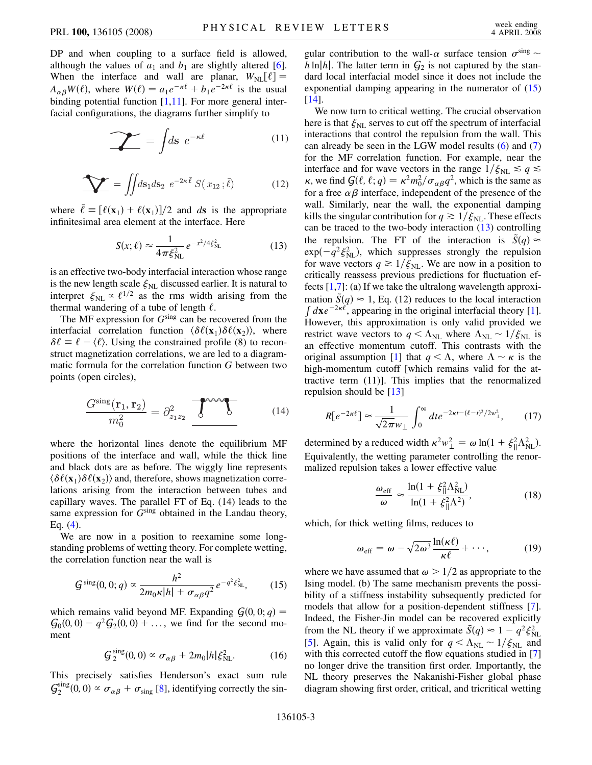DP and when coupling to a surface field is allowed, although the values of $a_1$ and $b_1$ are slightly altered [6]. When the interface and wall are planar, $W_{\rm NL}[\ell] = A_{\alpha\beta}W(\ell)$, where $W(\ell) = a_1 e^{-\kappa\ell} + b_1 e^{-2\kappa\ell}$ is the usual binding potential function [1,11]. For more general interfacial configurations, the diagrams further simplify to

$$\text{[diagram]} = \int d\mathbf{s}\ e^{-\kappa\ell} \tag{11}$$

$$\text{[diagram]} = \iint d\mathbf{s}_1 d\mathbf{s}_2\ e^{-2\kappa\bar{\ell}}\, S(x_{12}\,;\bar{\ell}) \tag{12}$$

where $\bar{\ell} \equiv [\ell(\mathbf{x}_1) + \ell(\mathbf{x}_1)]/2$ and $d\mathbf{s}$ is the appropriate infinitesimal area element at the interface. Here

$$S(x;\ell) \approx \frac{1}{4\pi\xi_{\rm NL}^2} e^{-x^2/4\xi_{\rm NL}^2} \tag{13}$$

is an effective two-body interfacial interaction whose range is the new length scale $\xi_{\rm NL}$ discussed earlier. It is natural to interpret $\xi_{\rm NL} \propto \ell^{1/2}$ as the rms width arising from the thermal wandering of a tube of length $\ell$.

The MF expression for $G^{\rm sing}$ can be recovered from the interfacial correlation function $\langle\delta\ell(\mathbf{x}_1)\delta\ell(\mathbf{x}_2)\rangle$, where $\delta\ell \equiv \ell - \langle\ell\rangle$. Using the constrained profile (8) to reconstruct magnetization correlations, we are led to a diagrammatic formula for the correlation function $G$ between two points (open circles),

$$\frac{G^{\rm sing}(\mathbf{r}_1, \mathbf{r}_2)}{m_0^2} = \partial^2_{z_1 z_2}\ \text{[diagram]} \tag{14}$$

where the horizontal lines denote the equilibrium MF positions of the interface and wall, while the thick line and black dots are as before. The wiggly line represents $\langle\delta\ell(\mathbf{x}_1)\delta\ell(\mathbf{x}_2)\rangle$ and, therefore, shows magnetization correlations arising from the interaction between tubes and capillary waves. The parallel FT of Eq. (14) leads to the same expression for $G^{\rm sing}$ obtained in the Landau theory, Eq. (4).

We are now in a position to reexamine some longstanding problems of wetting theory. For complete wetting, the correlation function near the wall is

$$\mathcal{G}^{\rm sing}(0,0;q) \propto \frac{h^2}{2m_0\kappa|h| + \sigma_{\alpha\beta}q^2} e^{-q^2\xi_{\rm NL}^2}, \tag{15}$$

which remains valid beyond MF. Expanding $\mathcal{G}(0,0;q) = \mathcal{G}_0(0,0) - q^2\mathcal{G}_2(0,0) + \ldots$, we find for the second moment

$$\mathcal{G}_2^{\rm sing}(0,0) \propto \sigma_{\alpha\beta} + 2m_0|h|\xi_{\rm NL}^2. \tag{16}$$

This precisely satisfies Henderson's exact sum rule $\mathcal{G}_2^{\rm sing}(0,0) \propto \sigma_{\alpha\beta} + \sigma_{\rm sing}$ [8], identifying correctly the singular contribution to the wall-$\alpha$ surface tension $\sigma^{\rm sing} \sim h\ln|h|$. The latter term in $\mathcal{G}_2$ is not captured by the standard local interfacial model since it does not include the exponential damping appearing in the numerator of (15) [14].

We now turn to critical wetting. The crucial observation here is that $\xi_{\rm NL}$ serves to cut off the spectrum of interfacial interactions that control the repulsion from the wall. This can already be seen in the LGW model results (6) and (7) for the MF correlation function. For example, near the interface and for wave vectors in the range $1/\xi_{\rm NL} \lesssim q \lesssim \kappa$, we find $\mathcal{G}(\ell,\ell;q) = \kappa^2 m_0^2/\sigma_{\alpha\beta}q^2$, which is the same as for a free $\alpha\beta$ interface, independent of the presence of the wall. Similarly, near the wall, the exponential damping kills the singular contribution for $q \gtrsim 1/\xi_{\rm NL}$. These effects can be traced to the two-body interaction (13) controlling the repulsion. The FT of the interaction is $\tilde{S}(q) \approx \exp(-q^2\xi_{\rm NL}^2)$, which suppresses strongly the repulsion for wave vectors $q \gtrsim 1/\xi_{\rm NL}$. We are now in a position to critically reassess previous predictions for fluctuation effects [1,7]: (a) If we take the ultralong wavelength approximation $\tilde{S}(q) \approx 1$, Eq. (12) reduces to the local interaction $\int d\mathbf{x} e^{-2\kappa\ell}$, appearing in the original interfacial theory [1]. However, this approximation is only valid provided we restrict wave vectors to $q < \Lambda_{\rm NL}$ where $\Lambda_{\rm NL} \sim 1/\xi_{\rm NL}$ is an effective momentum cutoff. This contrasts with the original assumption [1] that $q < \Lambda$, where $\Lambda \sim \kappa$ is the high-momentum cutoff [which remains valid for the attractive term (11)]. This implies that the renormalized repulsion should be [13]

$$R[e^{-2\kappa\ell}] \approx \frac{1}{\sqrt{2\pi}w_\perp}\int_0^\infty dt e^{-2\kappa t - (\ell - t)^2/2w_\perp^2}, \tag{17}$$

determined by a reduced width $\kappa^2 w_\perp^2 = \omega \ln(1 + \xi_\parallel^2\Lambda_{\rm NL}^2)$. Equivalently, the wetting parameter controlling the renormalized repulsion takes a lower effective value

$$\frac{\omega_{\rm eff}}{\omega} \approx \frac{\ln(1 + \xi_\parallel^2\Lambda_{\rm NL}^2)}{\ln(1 + \xi_\parallel^2\Lambda^2)}, \tag{18}$$

which, for thick wetting films, reduces to

$$\omega_{\rm eff} = \omega - \sqrt{2\omega^3}\frac{\ln(\kappa\ell)}{\kappa\ell} + \cdots, \tag{19}$$

where we have assumed that $\omega > 1/2$ as appropriate to the Ising model. (b) The same mechanism prevents the possibility of a stiffness instability subsequently predicted for models that allow for a position-dependent stiffness [7]. Indeed, the Fisher-Jin model can be recovered explicitly from the NL theory if we approximate $\tilde{S}(q) \approx 1 - q^2\xi_{\rm NL}^2$ [5]. Again, this is valid only for $q < \Lambda_{\rm NL} \sim 1/\xi_{\rm NL}$ and with this corrected cutoff the flow equations studied in [7] no longer drive the transition first order. Importantly, the NL theory preserves the Nakanishi-Fisher global phase diagram showing first order, critical, and tricritical wetting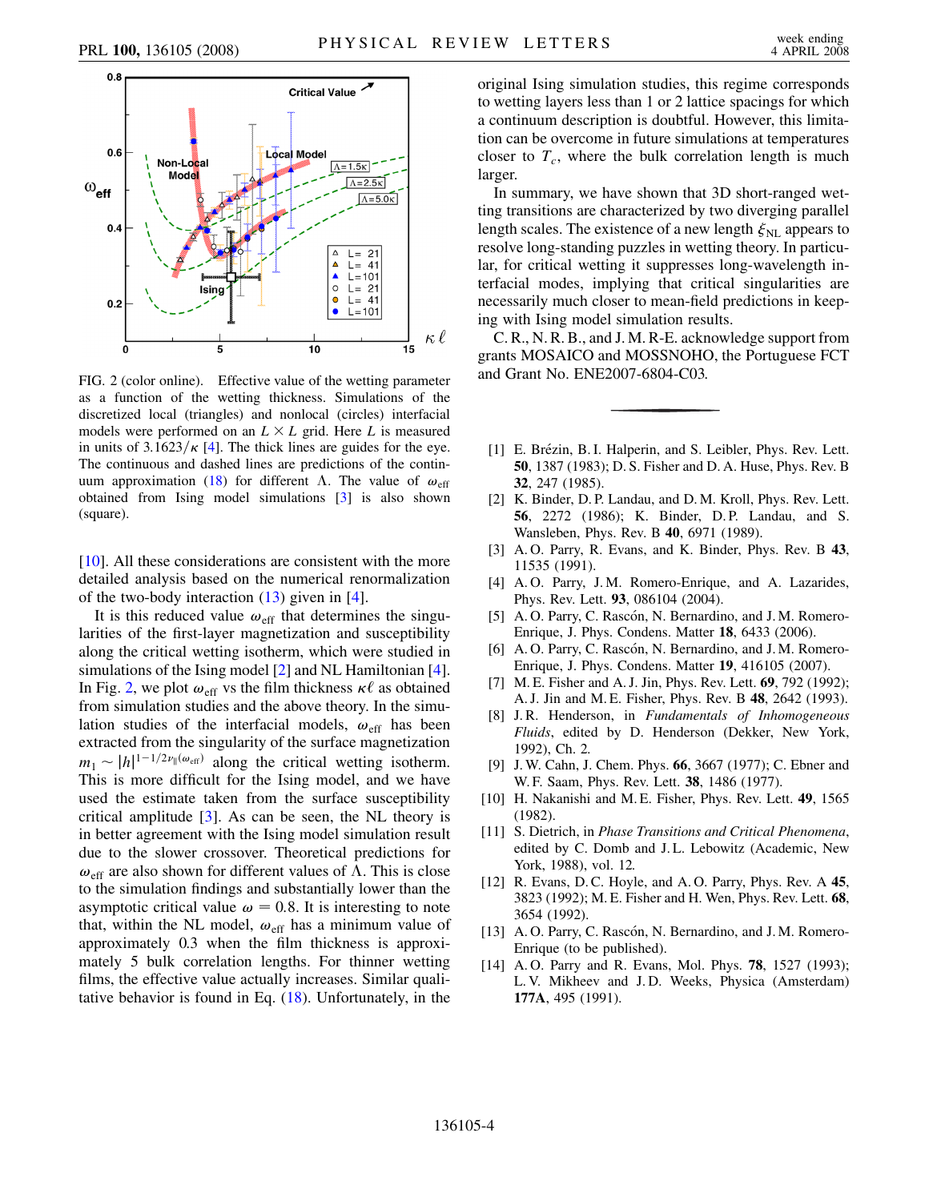0.8

Critical Value

0.6

Non-Local Model

Local Model

$\omega_{\mathrm{eff}}$

Λ=1.5κ

Λ=2.5κ

Λ=5.0κ

0.4

Ising

0.2

L= 21
L= 41
L=101
L= 21
L= 41
L=101

0

5

10

15

$\kappa\ell$

FIG. 2 (color online). Effective value of the wetting parameter as a function of the wetting thickness. Simulations of the discretized local (triangles) and nonlocal (circles) interfacial models were performed on an $L \times L$ grid. Here $L$ is measured in units of $3.1623/\kappa$ [4]. The thick lines are guides for the eye. The continuous and dashed lines are predictions of the continuum approximation (18) for different $\Lambda$. The value of $\omega_{\mathrm{eff}}$ obtained from Ising model simulations [3] is also shown (square).

[10]. All these considerations are consistent with the more detailed analysis based on the numerical renormalization of the two-body interaction (13) given in [4].

It is this reduced value $\omega_{\mathrm{eff}}$ that determines the singularities of the first-layer magnetization and susceptibility along the critical wetting isotherm, which were studied in simulations of the Ising model [2] and NL Hamiltonian [4]. In Fig. 2, we plot $\omega_{\mathrm{eff}}$ vs the film thickness $\kappa\ell$ as obtained from simulation studies and the above theory. In the simulation studies of the interfacial models, $\omega_{\mathrm{eff}}$ has been extracted from the singularity of the surface magnetization $m_1 \sim |h|^{1-1/2\nu_\parallel(\omega_{\mathrm{eff}})}$ along the critical wetting isotherm. This is more difficult for the Ising model, and we have used the estimate taken from the surface susceptibility critical amplitude [3]. As can be seen, the NL theory is in better agreement with the Ising model simulation result due to the slower crossover. Theoretical predictions for $\omega_{\mathrm{eff}}$ are also shown for different values of $\Lambda$. This is close to the simulation findings and substantially lower than the asymptotic critical value $\omega = 0.8$. It is interesting to note that, within the NL model, $\omega_{\mathrm{eff}}$ has a minimum value of approximately 0.3 when the film thickness is approximately 5 bulk correlation lengths. For thinner wetting films, the effective value actually increases. Similar qualitative behavior is found in Eq. (18). Unfortunately, in the original Ising simulation studies, this regime corresponds to wetting layers less than 1 or 2 lattice spacings for which a continuum description is doubtful. However, this limitation can be overcome in future simulations at temperatures closer to $T_c$, where the bulk correlation length is much larger.

In summary, we have shown that 3D short-ranged wetting transitions are characterized by two diverging parallel length scales. The existence of a new length $\xi_{\mathrm{NL}}$ appears to resolve long-standing puzzles in wetting theory. In particular, for critical wetting it suppresses long-wavelength interfacial modes, implying that critical singularities are necessarily much closer to mean-field predictions in keeping with Ising model simulation results.

C. R., N. R. B., and J. M. R-E. acknowledge support from grants MOSAICO and MOSSNOHO, the Portuguese FCT and Grant No. ENE2007-6804-C03.

[1] E. Brézin, B. I. Halperin, and S. Leibler, Phys. Rev. Lett. **50**, 1387 (1983); D. S. Fisher and D. A. Huse, Phys. Rev. B **32**, 247 (1985).

[2] K. Binder, D. P. Landau, and D. M. Kroll, Phys. Rev. Lett. **56**, 2272 (1986); K. Binder, D. P. Landau, and S. Wansleben, Phys. Rev. B **40**, 6971 (1989).

[3] A. O. Parry, R. Evans, and K. Binder, Phys. Rev. B **43**, 11535 (1991).

[4] A. O. Parry, J. M. Romero-Enrique, and A. Lazarides, Phys. Rev. Lett. **93**, 086104 (2004).

[5] A. O. Parry, C. Rascón, N. Bernardino, and J. M. Romero-Enrique, J. Phys. Condens. Matter **18**, 6433 (2006).

[6] A. O. Parry, C. Rascón, N. Bernardino, and J. M. Romero-Enrique, J. Phys. Condens. Matter **19**, 416105 (2007).

[7] M. E. Fisher and A. J. Jin, Phys. Rev. Lett. **69**, 792 (1992); A. J. Jin and M. E. Fisher, Phys. Rev. B **48**, 2642 (1993).

[8] J. R. Henderson, in *Fundamentals of Inhomogeneous Fluids*, edited by D. Henderson (Dekker, New York, 1992), Ch. 2.

[9] J. W. Cahn, J. Chem. Phys. **66**, 3667 (1977); C. Ebner and W. F. Saam, Phys. Rev. Lett. **38**, 1486 (1977).

[10] H. Nakanishi and M. E. Fisher, Phys. Rev. Lett. **49**, 1565 (1982).

[11] S. Dietrich, in *Phase Transitions and Critical Phenomena*, edited by C. Domb and J. L. Lebowitz (Academic, New York, 1988), vol. 12.

[12] R. Evans, D. C. Hoyle, and A. O. Parry, Phys. Rev. A **45**, 3823 (1992); M. E. Fisher and H. Wen, Phys. Rev. Lett. **68**, 3654 (1992).

[13] A. O. Parry, C. Rascón, N. Bernardino, and J. M. Romero-Enrique (to be published).

[14] A. O. Parry and R. Evans, Mol. Phys. **78**, 1527 (1993); L. V. Mikheev and J. D. Weeks, Physica (Amsterdam) **177A**, 495 (1991).